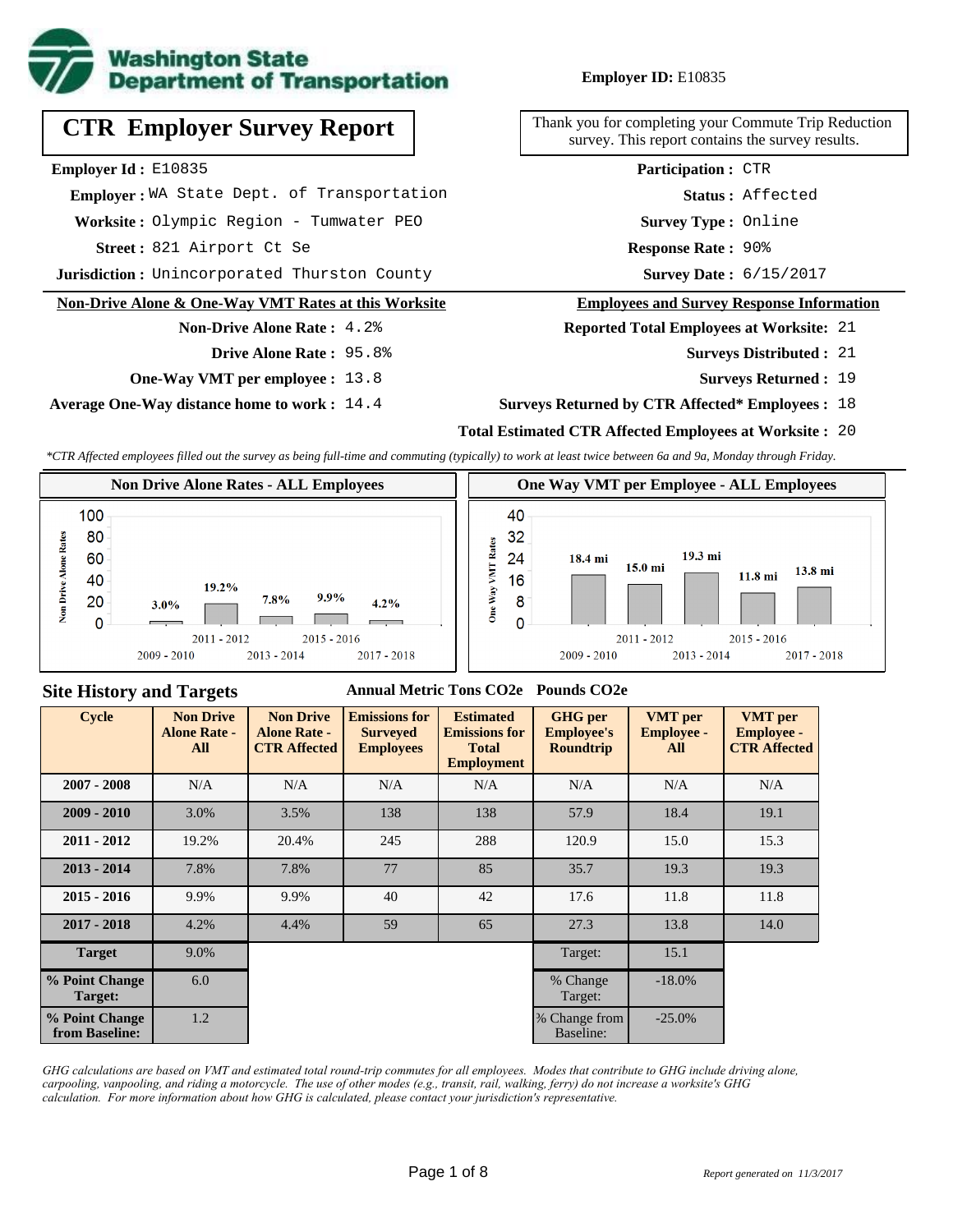Washington State Department of Transportation

**Employer ID:** E10835

# CTR Employer Survey Report

Thank you for completing your Commute Trip Reduction survey. This report contains the survey results.

**Employer Id :** E10835
**Employer :** WA State Dept. of Transportation
**Worksite :** Olympic Region - Tumwater PEO
**Street :** 821 Airport Ct Se
**Jurisdiction :** Unincorporated Thurston County

**Participation :** CTR
**Status :** Affected
**Survey Type :** Online
**Response Rate :** 90%
**Survey Date :** 6/15/2017

## Non-Drive Alone & One-Way VMT Rates at this Worksite

**Non-Drive Alone Rate :** 4.2%
**Drive Alone Rate :** 95.8%
**One-Way VMT per employee :** 13.8
**Average One-Way distance home to work :** 14.4

## Employees and Survey Response Information

**Reported Total Employees at Worksite:** 21
**Surveys Distributed :** 21
**Surveys Returned :** 19
**Surveys Returned by CTR Affected* Employees :** 18
**Total Estimated CTR Affected Employees at Worksite :** 20

*\*CTR Affected employees filled out the survey as being full-time and commuting (typically) to work at least twice between 6a and 9a, Monday through Friday.*

### Non Drive Alone Rates - ALL Employees

| Cycle | Non Drive Alone Rate |
|---|---|
| 2009 - 2010 | 3.0% |
| 2011 - 2012 | 19.2% |
| 2013 - 2014 | 7.8% |
| 2015 - 2016 | 9.9% |
| 2017 - 2018 | 4.2% |

### One Way VMT per Employee - ALL Employees

| Cycle | One Way VMT |
|---|---|
| 2009 - 2010 | 18.4 mi |
| 2011 - 2012 | 15.0 mi |
| 2013 - 2014 | 19.3 mi |
| 2015 - 2016 | 11.8 mi |
| 2017 - 2018 | 13.8 mi |

## Site History and Targets

Annual Metric Tons CO2e — Pounds CO2e

| Cycle | Non Drive Alone Rate - All | Non Drive Alone Rate - CTR Affected | Emissions for Surveyed Employees | Estimated Emissions for Total Employment | GHG per Employee's Roundtrip | VMT per Employee - All | VMT per Employee - CTR Affected |
|---|---|---|---|---|---|---|---|
| 2007 - 2008 | N/A | N/A | N/A | N/A | N/A | N/A | N/A |
| 2009 - 2010 | 3.0% | 3.5% | 138 | 138 | 57.9 | 18.4 | 19.1 |
| 2011 - 2012 | 19.2% | 20.4% | 245 | 288 | 120.9 | 15.0 | 15.3 |
| 2013 - 2014 | 7.8% | 7.8% | 77 | 85 | 35.7 | 19.3 | 19.3 |
| 2015 - 2016 | 9.9% | 9.9% | 40 | 42 | 17.6 | 11.8 | 11.8 |
| 2017 - 2018 | 4.2% | 4.4% | 59 | 65 | 27.3 | 13.8 | 14.0 |
| Target | 9.0% | | | | Target: | 15.1 | |
| % Point Change Target: | 6.0 | | | | % Change Target: | -18.0% | |
| % Point Change from Baseline: | 1.2 | | | | % Change from Baseline: | -25.0% | |

*GHG calculations are based on VMT and estimated total round-trip commutes for all employees. Modes that contribute to GHG include driving alone, carpooling, vanpooling, and riding a motorcycle. The use of other modes (e.g., transit, rail, walking, ferry) do not increase a worksite's GHG calculation. For more information about how GHG is calculated, please contact your jurisdiction's representative.*

*Report generated on 11/3/2017*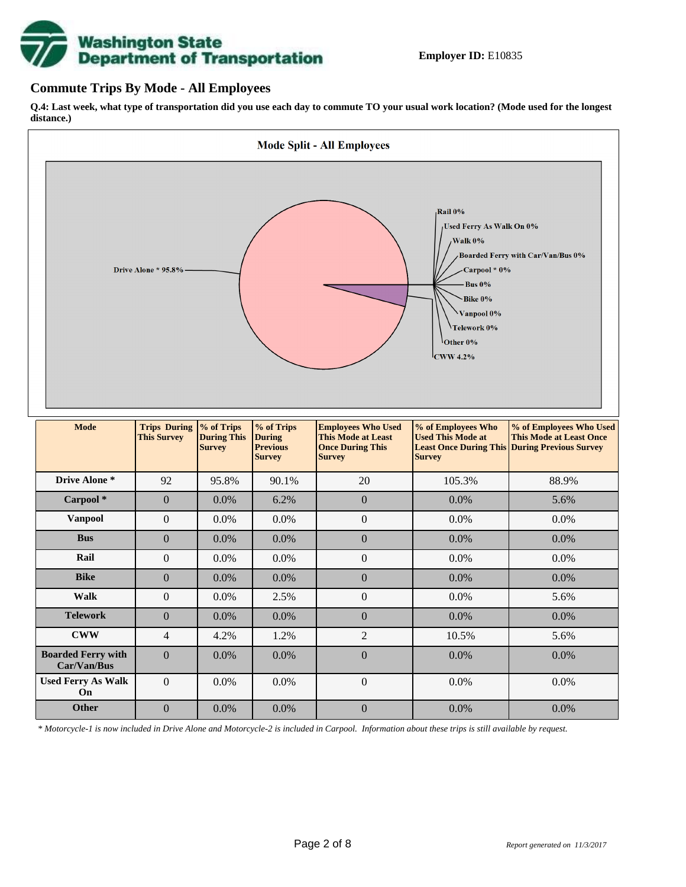**Employer ID:** E10835

## Commute Trips By Mode - All Employees

**Q.4: Last week, what type of transportation did you use each day to commute TO your usual work location? (Mode used for the longest distance.)**

**Mode Split - All Employees**

Drive Alone * 95.8%
Rail 0%
Used Ferry As Walk On 0%
Walk 0%
Boarded Ferry with Car/Van/Bus 0%
Carpool * 0%
Bus 0%
Bike 0%
Vanpool 0%
Telework 0%
Other 0%
CWW 4.2%

| Mode | Trips During This Survey | % of Trips During This Survey | % of Trips During Previous Survey | Employees Who Used This Mode at Least Once During This Survey | % of Employees Who Used This Mode at Least Once During This Survey | % of Employees Who Used This Mode at Least Once During Previous Survey |
|---|---|---|---|---|---|---|
| **Drive Alone *** | 92 | 95.8% | 90.1% | 20 | 105.3% | 88.9% |
| **Carpool *** | 0 | 0.0% | 6.2% | 0 | 0.0% | 5.6% |
| **Vanpool** | 0 | 0.0% | 0.0% | 0 | 0.0% | 0.0% |
| **Bus** | 0 | 0.0% | 0.0% | 0 | 0.0% | 0.0% |
| **Rail** | 0 | 0.0% | 0.0% | 0 | 0.0% | 0.0% |
| **Bike** | 0 | 0.0% | 0.0% | 0 | 0.0% | 0.0% |
| **Walk** | 0 | 0.0% | 2.5% | 0 | 0.0% | 5.6% |
| **Telework** | 0 | 0.0% | 0.0% | 0 | 0.0% | 0.0% |
| **CWW** | 4 | 4.2% | 1.2% | 2 | 10.5% | 5.6% |
| **Boarded Ferry with Car/Van/Bus** | 0 | 0.0% | 0.0% | 0 | 0.0% | 0.0% |
| **Used Ferry As Walk On** | 0 | 0.0% | 0.0% | 0 | 0.0% | 0.0% |
| **Other** | 0 | 0.0% | 0.0% | 0 | 0.0% | 0.0% |

*\* Motorcycle-1 is now included in Drive Alone and Motorcycle-2 is included in Carpool. Information about these trips is still available by request.*

*Report generated on 11/3/2017*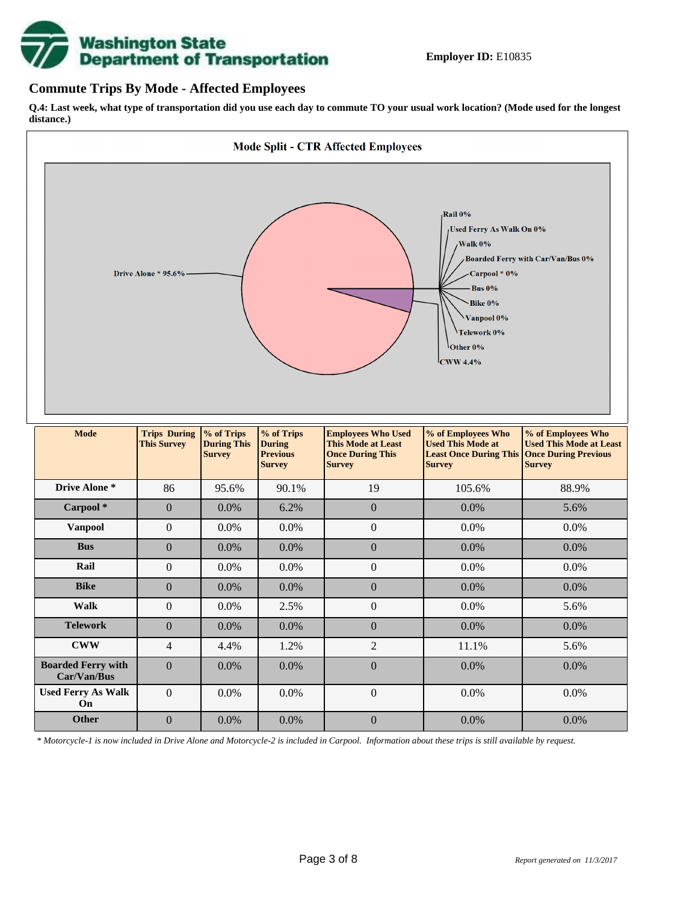**Employer ID:** E10835

## Commute Trips By Mode - Affected Employees

**Q.4: Last week, what type of transportation did you use each day to commute TO your usual work location? (Mode used for the longest distance.)**

**Mode Split - CTR Affected Employees**

Drive Alone * 95.6%
Rail 0%
Used Ferry As Walk On 0%
Walk 0%
Boarded Ferry with Car/Van/Bus 0%
Carpool * 0%
Bus 0%
Bike 0%
Vanpool 0%
Telework 0%
Other 0%
CWW 4.4%

| Mode | Trips During This Survey | % of Trips During This Survey | % of Trips During Previous Survey | Employees Who Used This Mode at Least Once During This Survey | % of Employees Who Used This Mode at Least Once During This Survey | % of Employees Who Used This Mode at Least Once During Previous Survey |
|---|---|---|---|---|---|---|
| **Drive Alone *** | 86 | 95.6% | 90.1% | 19 | 105.6% | 88.9% |
| **Carpool *** | 0 | 0.0% | 6.2% | 0 | 0.0% | 5.6% |
| **Vanpool** | 0 | 0.0% | 0.0% | 0 | 0.0% | 0.0% |
| **Bus** | 0 | 0.0% | 0.0% | 0 | 0.0% | 0.0% |
| **Rail** | 0 | 0.0% | 0.0% | 0 | 0.0% | 0.0% |
| **Bike** | 0 | 0.0% | 0.0% | 0 | 0.0% | 0.0% |
| **Walk** | 0 | 0.0% | 2.5% | 0 | 0.0% | 5.6% |
| **Telework** | 0 | 0.0% | 0.0% | 0 | 0.0% | 0.0% |
| **CWW** | 4 | 4.4% | 1.2% | 2 | 11.1% | 5.6% |
| **Boarded Ferry with Car/Van/Bus** | 0 | 0.0% | 0.0% | 0 | 0.0% | 0.0% |
| **Used Ferry As Walk On** | 0 | 0.0% | 0.0% | 0 | 0.0% | 0.0% |
| **Other** | 0 | 0.0% | 0.0% | 0 | 0.0% | 0.0% |

*\* Motorcycle-1 is now included in Drive Alone and Motorcycle-2 is included in Carpool. Information about these trips is still available by request.*

*Report generated on 11/3/2017*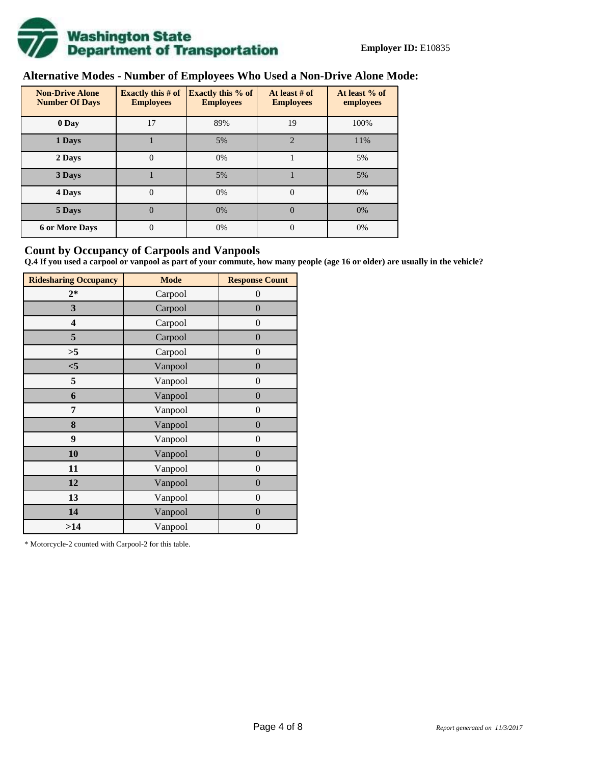**Employer ID:** E10835

## Alternative Modes - Number of Employees Who Used a Non-Drive Alone Mode:

| Non-Drive Alone Number Of Days | Exactly this # of Employees | Exactly this % of Employees | At least # of Employees | At least % of employees |
|---|---|---|---|---|
| 0 Day | 17 | 89% | 19 | 100% |
| 1 Days | 1 | 5% | 2 | 11% |
| 2 Days | 0 | 0% | 1 | 5% |
| 3 Days | 1 | 5% | 1 | 5% |
| 4 Days | 0 | 0% | 0 | 0% |
| 5 Days | 0 | 0% | 0 | 0% |
| 6 or More Days | 0 | 0% | 0 | 0% |

## Count by Occupancy of Carpools and Vanpools

**Q.4 If you used a carpool or vanpool as part of your commute, how many people (age 16 or older) are usually in the vehicle?**

| Ridesharing Occupancy | Mode | Response Count |
|---|---|---|
| 2* | Carpool | 0 |
| 3 | Carpool | 0 |
| 4 | Carpool | 0 |
| 5 | Carpool | 0 |
| >5 | Carpool | 0 |
| <5 | Vanpool | 0 |
| 5 | Vanpool | 0 |
| 6 | Vanpool | 0 |
| 7 | Vanpool | 0 |
| 8 | Vanpool | 0 |
| 9 | Vanpool | 0 |
| 10 | Vanpool | 0 |
| 11 | Vanpool | 0 |
| 12 | Vanpool | 0 |
| 13 | Vanpool | 0 |
| 14 | Vanpool | 0 |
| >14 | Vanpool | 0 |

* Motorcycle-2 counted with Carpool-2 for this table.

*Report generated on 11/3/2017*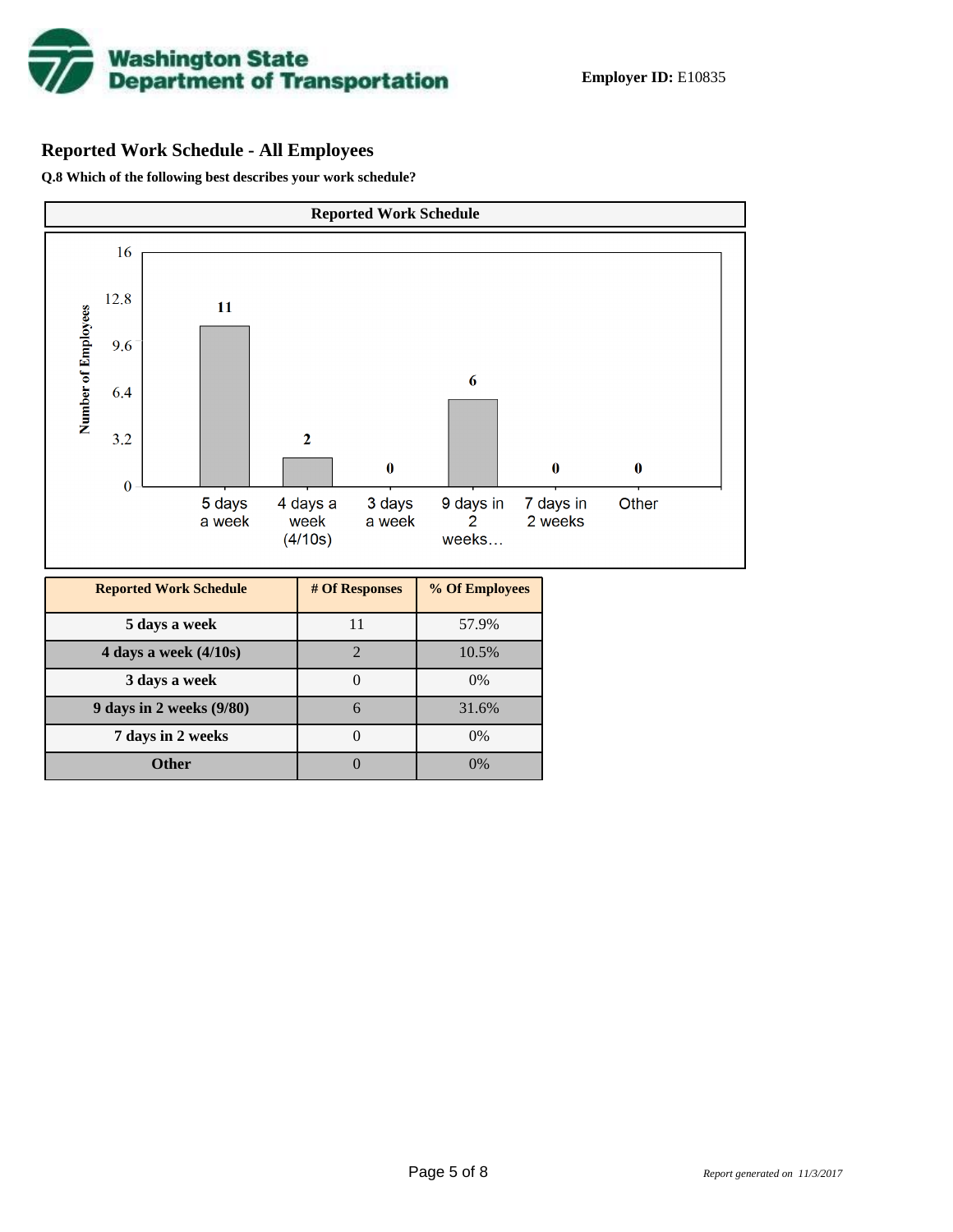**Employer ID:** E10835

## Reported Work Schedule - All Employees

**Q.8 Which of the following best describes your work schedule?**

| Reported Work Schedule | # Of Responses | % Of Employees |
|---|---|---|
| 5 days a week | 11 | 57.9% |
| 4 days a week (4/10s) | 2 | 10.5% |
| 3 days a week | 0 | 0% |
| 9 days in 2 weeks (9/80) | 6 | 31.6% |
| 7 days in 2 weeks | 0 | 0% |
| Other | 0 | 0% |

*Report generated on 11/3/2017*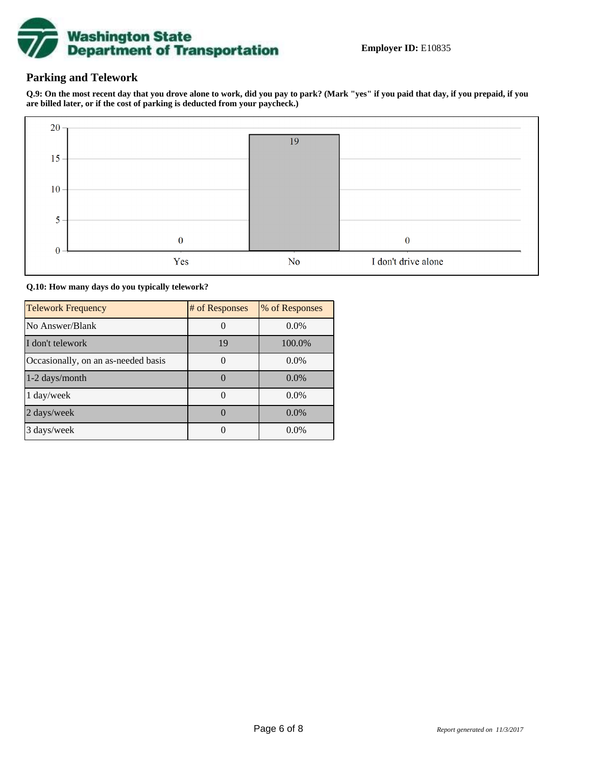**Employer ID:** E10835

## Parking and Telework

**Q.9: On the most recent day that you drove alone to work, did you pay to park? (Mark "yes" if you paid that day, if you prepaid, if you are billed later, or if the cost of parking is deducted from your paycheck.)**

| Response | Count |
| --- | --- |
| Yes | 0 |
| No | 19 |
| I don't drive alone | 0 |

**Q.10: How many days do you typically telework?**

| Telework Frequency | # of Responses | % of Responses |
| --- | --- | --- |
| No Answer/Blank | 0 | 0.0% |
| I don't telework | 19 | 100.0% |
| Occasionally, on an as-needed basis | 0 | 0.0% |
| 1-2 days/month | 0 | 0.0% |
| 1 day/week | 0 | 0.0% |
| 2 days/week | 0 | 0.0% |
| 3 days/week | 0 | 0.0% |

*Report generated on 11/3/2017*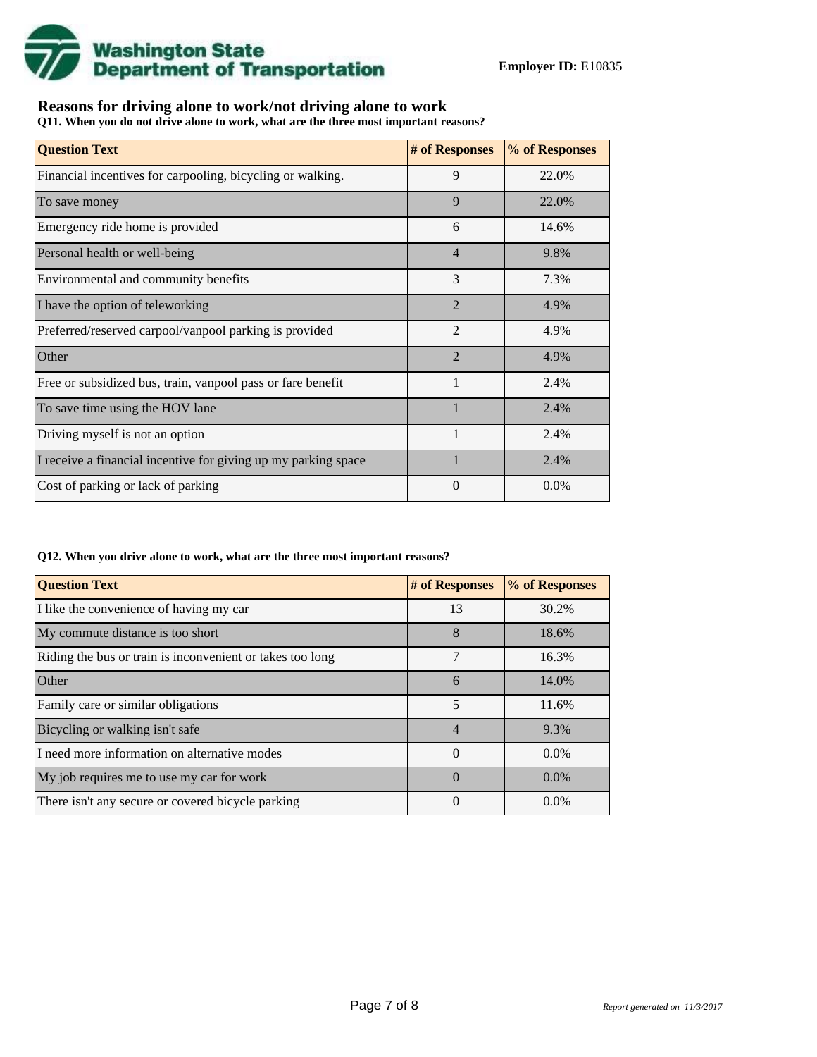**Washington State Department of Transportation**

**Employer ID:** E10835

## Reasons for driving alone to work/not driving alone to work

**Q11. When you do not drive alone to work, what are the three most important reasons?**

| Question Text | # of Responses | % of Responses |
|---|---|---|
| Financial incentives for carpooling, bicycling or walking. | 9 | 22.0% |
| To save money | 9 | 22.0% |
| Emergency ride home is provided | 6 | 14.6% |
| Personal health or well-being | 4 | 9.8% |
| Environmental and community benefits | 3 | 7.3% |
| I have the option of teleworking | 2 | 4.9% |
| Preferred/reserved carpool/vanpool parking is provided | 2 | 4.9% |
| Other | 2 | 4.9% |
| Free or subsidized bus, train, vanpool pass or fare benefit | 1 | 2.4% |
| To save time using the HOV lane | 1 | 2.4% |
| Driving myself is not an option | 1 | 2.4% |
| I receive a financial incentive for giving up my parking space | 1 | 2.4% |
| Cost of parking or lack of parking | 0 | 0.0% |

**Q12. When you drive alone to work, what are the three most important reasons?**

| Question Text | # of Responses | % of Responses |
|---|---|---|
| I like the convenience of having my car | 13 | 30.2% |
| My commute distance is too short | 8 | 18.6% |
| Riding the bus or train is inconvenient or takes too long | 7 | 16.3% |
| Other | 6 | 14.0% |
| Family care or similar obligations | 5 | 11.6% |
| Bicycling or walking isn't safe | 4 | 9.3% |
| I need more information on alternative modes | 0 | 0.0% |
| My job requires me to use my car for work | 0 | 0.0% |
| There isn't any secure or covered bicycle parking | 0 | 0.0% |

*Report generated on 11/3/2017*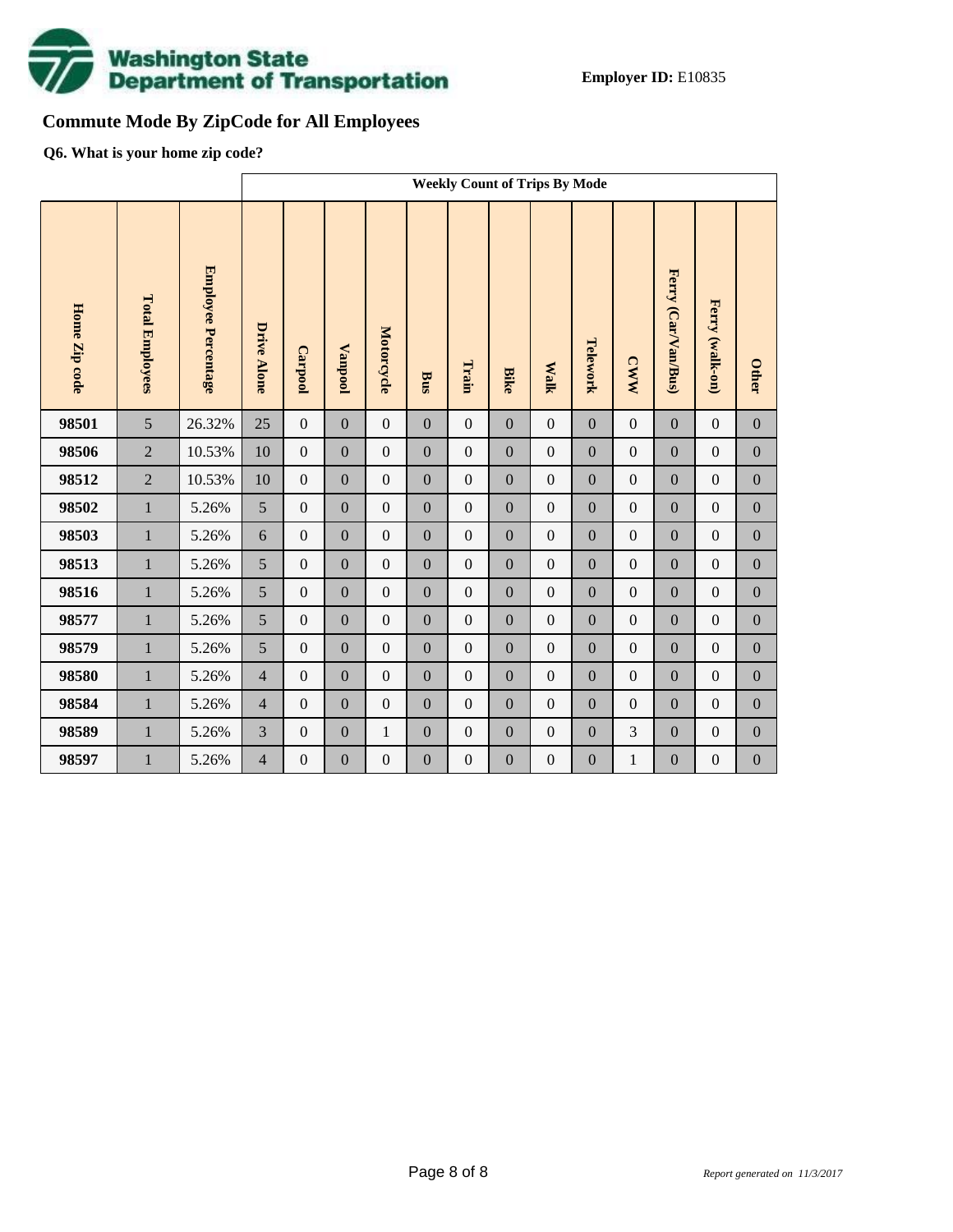**Employer ID:** E10835

## Commute Mode By ZipCode for All Employees

**Q6. What is your home zip code?**

| | | | Weekly Count of Trips By Mode | | | | | | | | | | | | |
|---|---|---|---|---|---|---|---|---|---|---|---|---|---|---|---|
| Home Zip code | Total Employees | Employee Percentage | Drive Alone | Carpool | Vanpool | Motorcycle | Bus | Train | Bike | Walk | Telework | CWW | Ferry (Car/Van/Bus) | Ferry (walk-on) | Other |
| 98501 | 5 | 26.32% | 25 | 0 | 0 | 0 | 0 | 0 | 0 | 0 | 0 | 0 | 0 | 0 | 0 |
| 98506 | 2 | 10.53% | 10 | 0 | 0 | 0 | 0 | 0 | 0 | 0 | 0 | 0 | 0 | 0 | 0 |
| 98512 | 2 | 10.53% | 10 | 0 | 0 | 0 | 0 | 0 | 0 | 0 | 0 | 0 | 0 | 0 | 0 |
| 98502 | 1 | 5.26% | 5 | 0 | 0 | 0 | 0 | 0 | 0 | 0 | 0 | 0 | 0 | 0 | 0 |
| 98503 | 1 | 5.26% | 6 | 0 | 0 | 0 | 0 | 0 | 0 | 0 | 0 | 0 | 0 | 0 | 0 |
| 98513 | 1 | 5.26% | 5 | 0 | 0 | 0 | 0 | 0 | 0 | 0 | 0 | 0 | 0 | 0 | 0 |
| 98516 | 1 | 5.26% | 5 | 0 | 0 | 0 | 0 | 0 | 0 | 0 | 0 | 0 | 0 | 0 | 0 |
| 98577 | 1 | 5.26% | 5 | 0 | 0 | 0 | 0 | 0 | 0 | 0 | 0 | 0 | 0 | 0 | 0 |
| 98579 | 1 | 5.26% | 5 | 0 | 0 | 0 | 0 | 0 | 0 | 0 | 0 | 0 | 0 | 0 | 0 |
| 98580 | 1 | 5.26% | 4 | 0 | 0 | 0 | 0 | 0 | 0 | 0 | 0 | 0 | 0 | 0 | 0 |
| 98584 | 1 | 5.26% | 4 | 0 | 0 | 0 | 0 | 0 | 0 | 0 | 0 | 0 | 0 | 0 | 0 |
| 98589 | 1 | 5.26% | 3 | 0 | 0 | 1 | 0 | 0 | 0 | 0 | 0 | 3 | 0 | 0 | 0 |
| 98597 | 1 | 5.26% | 4 | 0 | 0 | 0 | 0 | 0 | 0 | 0 | 0 | 1 | 0 | 0 | 0 |

*Report generated on 11/3/2017*